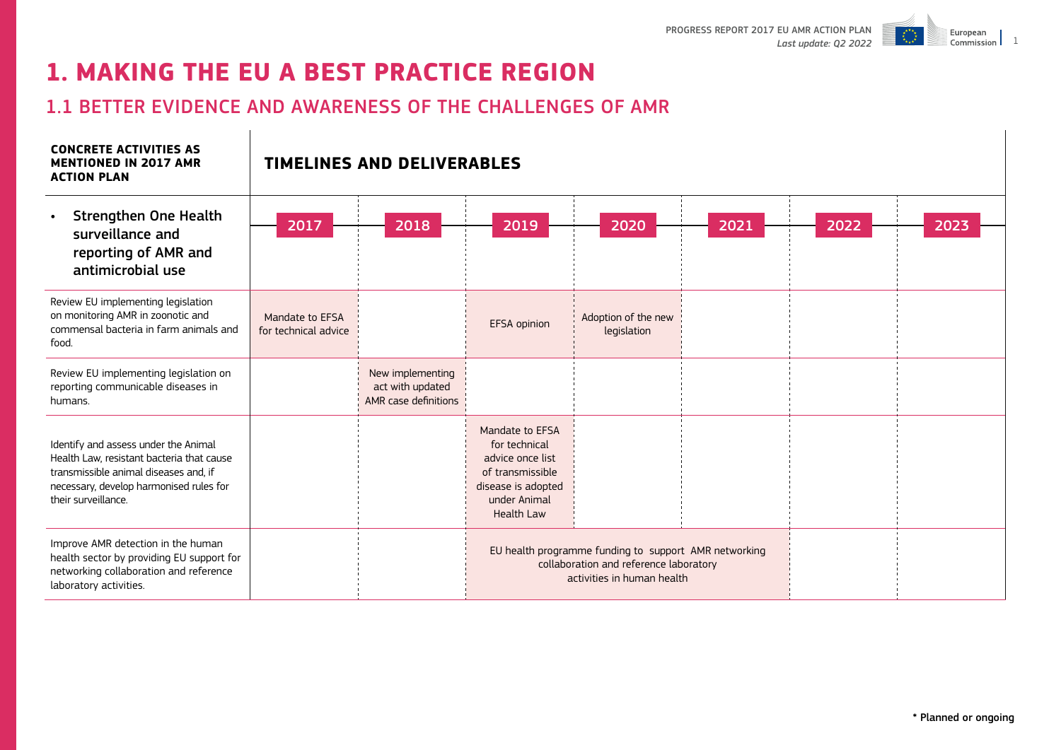# 1. MAKING THE EU A BEST PRACTICE REGION

## 1.1 BETTER EVIDENCE AND AWARENESS OF THE CHALLENGES OF AMR

| CONCRETE ACTIVITIES AS MENTIONED IN 2017 AMR ACTION PLAN | TIMELINES AND DELIVERABLES | | | | | | |
|---|---|---|---|---|---|---|---|
| • Strengthen One Health surveillance and reporting of AMR and antimicrobial use | 2017 | 2018 | 2019 | 2020 | 2021 | 2022 | 2023 |
| Review EU implementing legislation on monitoring AMR in zoonotic and commensal bacteria in farm animals and food. | Mandate to EFSA for technical advice | | EFSA opinion | Adoption of the new legislation | | | |
| Review EU implementing legislation on reporting communicable diseases in humans. | | New implementing act with updated AMR case definitions | | | | | |
| Identify and assess under the Animal Health Law, resistant bacteria that cause transmissible animal diseases and, if necessary, develop harmonised rules for their surveillance. | | | Mandate to EFSA for technical advice once list of transmissible disease is adopted under Animal Health Law | | | | |
| Improve AMR detection in the human health sector by providing EU support for networking collaboration and reference laboratory activities. | | | EU health programme funding to support AMR networking collaboration and reference laboratory activities in human health | | | | |

* Planned or ongoing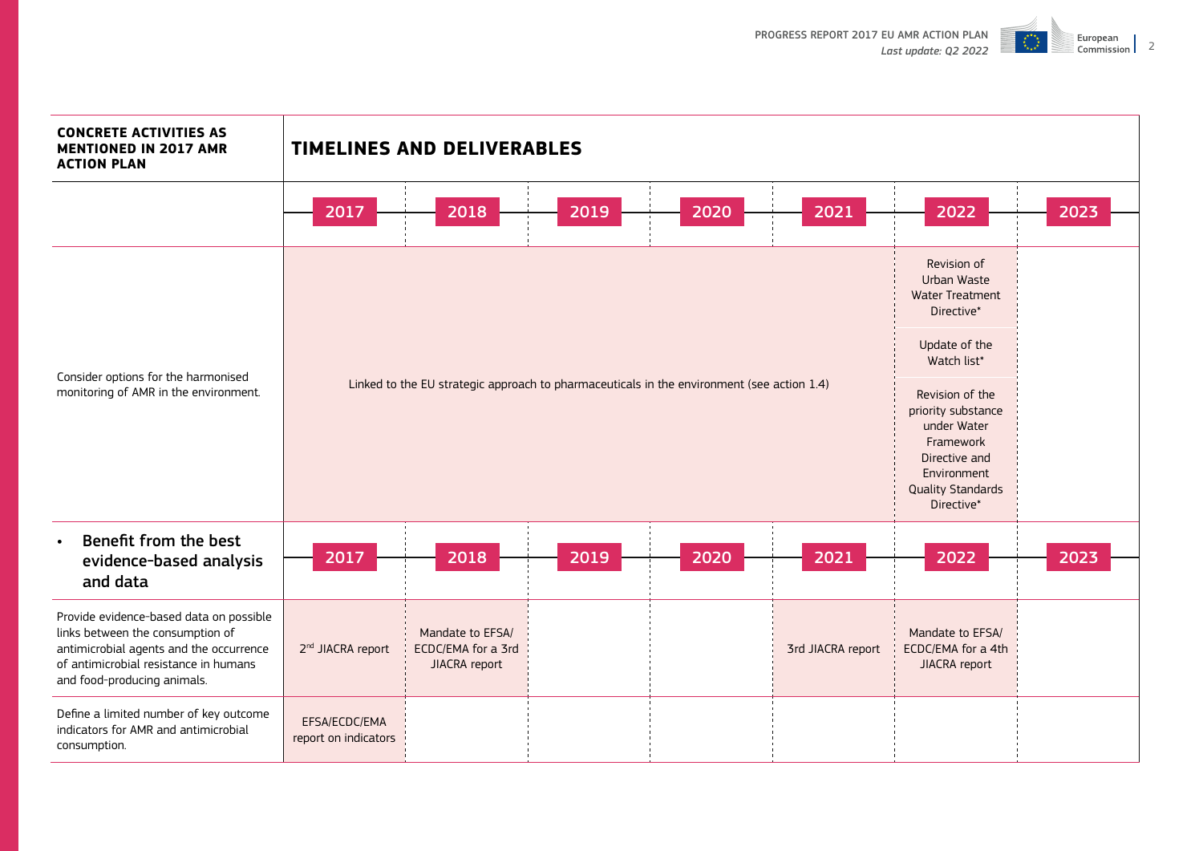| CONCRETE ACTIVITIES AS MENTIONED IN 2017 AMR ACTION PLAN | TIMELINES AND DELIVERABLES | | | | | | |
|---|---|---|---|---|---|---|---|
| | 2017 | 2018 | 2019 | 2020 | 2021 | 2022 | 2023 |
| Consider options for the harmonised monitoring of AMR in the environment. | Linked to the EU strategic approach to pharmaceuticals in the environment (see action 1.4) | | | | | Revision of Urban Waste Water Treatment Directive*<br><br>Update of the Watch list*<br><br>Revision of the priority substance under Water Framework Directive and Environment Quality Standards Directive* | |
| • **Benefit from the best evidence-based analysis and data** | 2017 | 2018 | 2019 | 2020 | 2021 | 2022 | 2023 |
| Provide evidence-based data on possible links between the consumption of antimicrobial agents and the occurrence of antimicrobial resistance in humans and food-producing animals. | 2nd JIACRA report | Mandate to EFSA/ ECDC/EMA for a 3rd JIACRA report | | | 3rd JIACRA report | Mandate to EFSA/ ECDC/EMA for a 4th JIACRA report | |
| Define a limited number of key outcome indicators for AMR and antimicrobial consumption. | EFSA/ECDC/EMA report on indicators | | | | | | |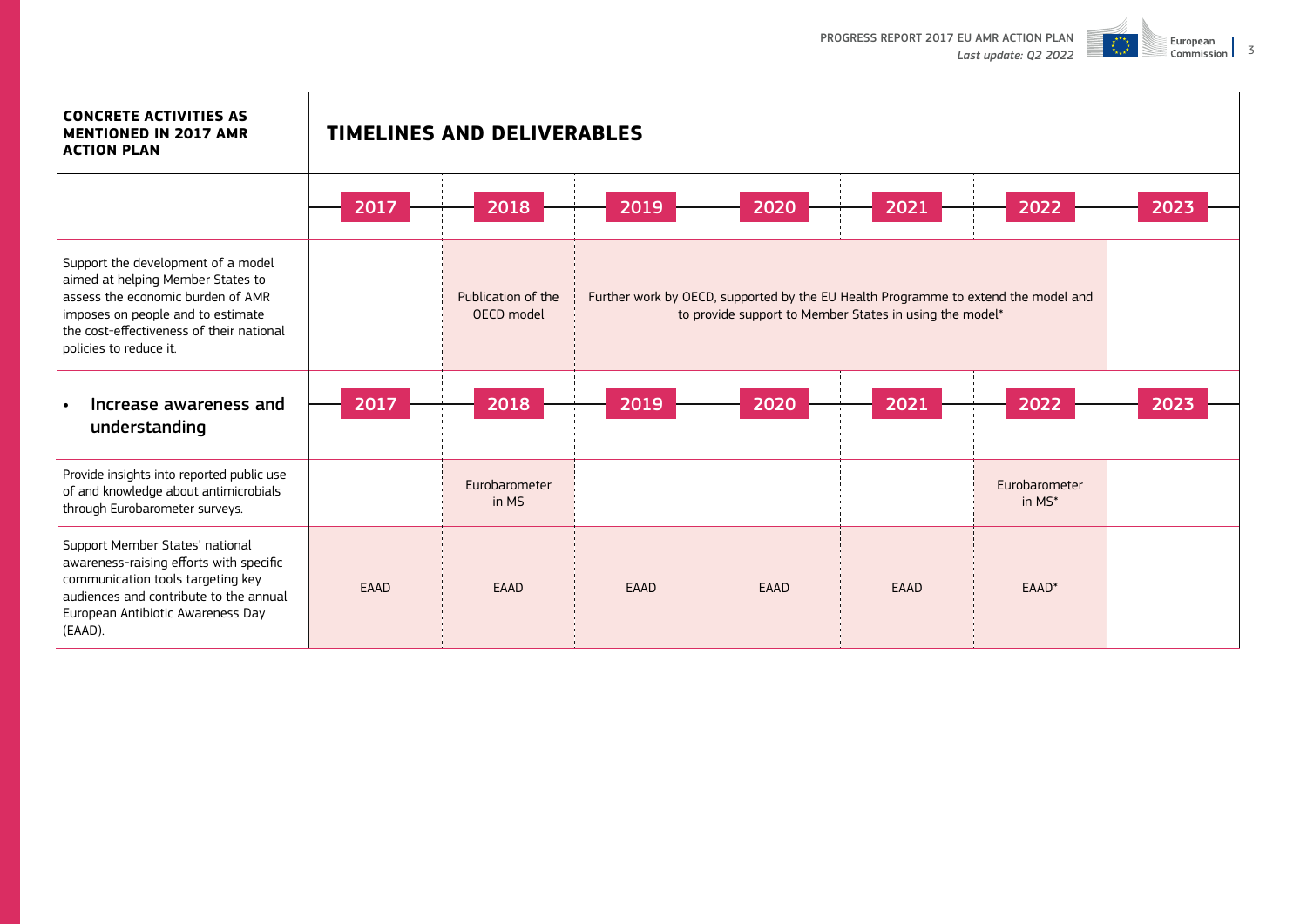| CONCRETE ACTIVITIES AS MENTIONED IN 2017 AMR ACTION PLAN | TIMELINES AND DELIVERABLES | | | | | | |
|---|---|---|---|---|---|---|---|
| | 2017 | 2018 | 2019 | 2020 | 2021 | 2022 | 2023 |
| Support the development of a model aimed at helping Member States to assess the economic burden of AMR imposes on people and to estimate the cost-effectiveness of their national policies to reduce it. | | Publication of the OECD model | Further work by OECD, supported by the EU Health Programme to extend the model and to provide support to Member States in using the model* | | | | |
| • **Increase awareness and understanding** | 2017 | 2018 | 2019 | 2020 | 2021 | 2022 | 2023 |
| Provide insights into reported public use of and knowledge about antimicrobials through Eurobarometer surveys. | | Eurobarometer in MS | | | | Eurobarometer in MS* | |
| Support Member States' national awareness-raising efforts with specific communication tools targeting key audiences and contribute to the annual European Antibiotic Awareness Day (EAAD). | EAAD | EAAD | EAAD | EAAD | EAAD | EAAD* | |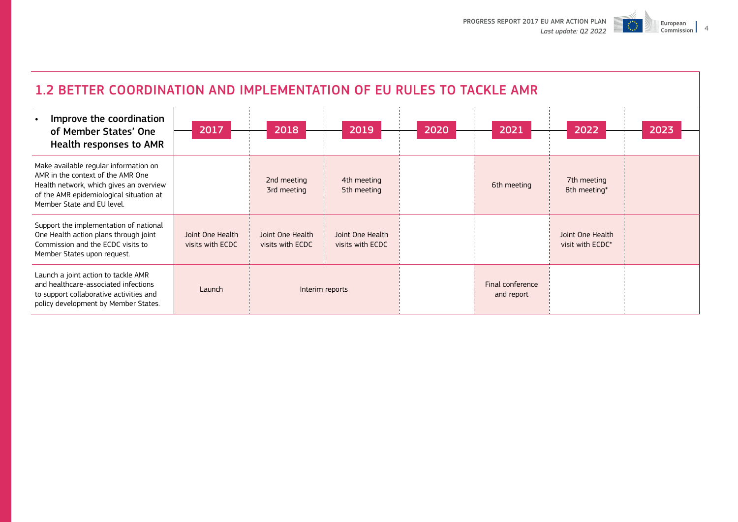## 1.2 BETTER COORDINATION AND IMPLEMENTATION OF EU RULES TO TACKLE AMR

| • Improve the coordination of Member States' One Health responses to AMR | 2017 | 2018 | 2019 | 2020 | 2021 | 2022 | 2023 |
|---|---|---|---|---|---|---|---|
| Make available regular information on AMR in the context of the AMR One Health network, which gives an overview of the AMR epidemiological situation at Member State and EU level. | | 2nd meeting<br>3rd meeting | 4th meeting<br>5th meeting | | 6th meeting | 7th meeting<br>8th meeting* | |
| Support the implementation of national One Health action plans through joint Commission and the ECDC visits to Member States upon request. | Joint One Health visits with ECDC | Joint One Health visits with ECDC | Joint One Health visits with ECDC | | | Joint One Health visit with ECDC* | |
| Launch a joint action to tackle AMR and healthcare-associated infections to support collaborative activities and policy development by Member States. | Launch | Interim reports | | | Final conference and report | | |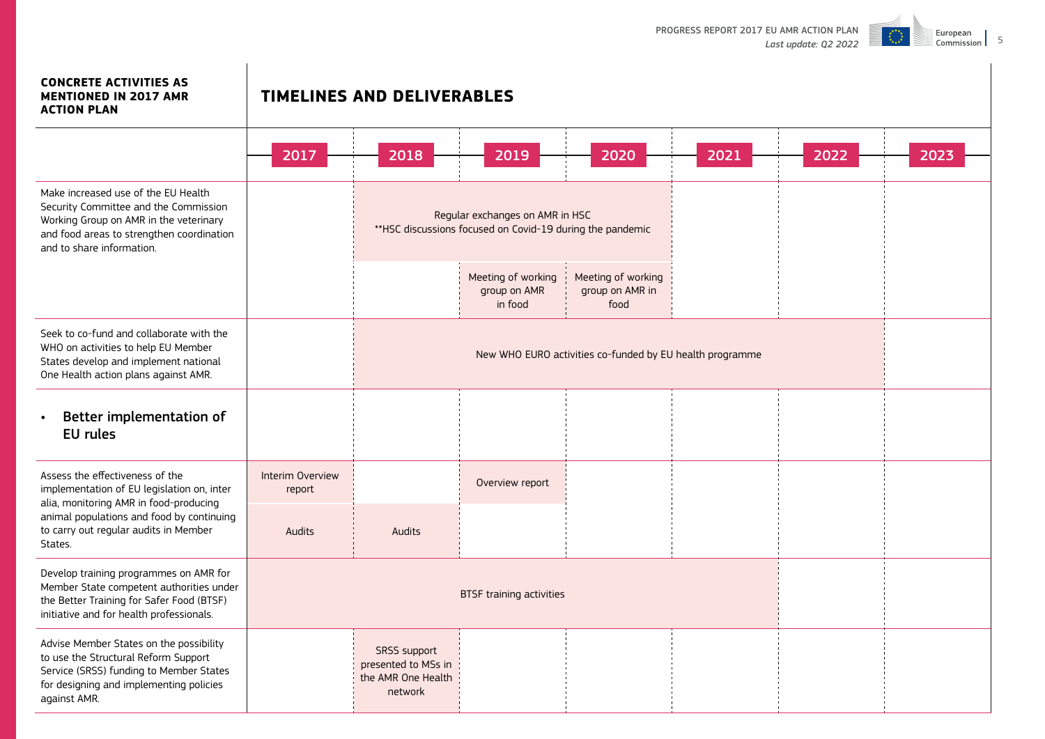| CONCRETE ACTIVITIES AS MENTIONED IN 2017 AMR ACTION PLAN | TIMELINES AND DELIVERABLES | | | | | | |
|---|---|---|---|---|---|---|---|
| | 2017 | 2018 | 2019 | 2020 | 2021 | 2022 | 2023 |
| Make increased use of the EU Health Security Committee and the Commission Working Group on AMR in the veterinary and food areas to strengthen coordination and to share information. | | Regular exchanges on AMR in HSC **HSC discussions focused on Covid-19 during the pandemic | | | | | |
| | | | Meeting of working group on AMR in food | Meeting of working group on AMR in food | | | |
| Seek to co-fund and collaborate with the WHO on activities to help EU Member States develop and implement national One Health action plans against AMR. | | New WHO EURO activities co-funded by EU health programme | | | | | |
| • **Better implementation of EU rules** | | | | | | | |
| Assess the effectiveness of the implementation of EU legislation on, inter alia, monitoring AMR in food-producing animal populations and food by continuing to carry out regular audits in Member States. | Interim Overview report | | Overview report | | | | |
| | Audits | Audits | | | | | |
| Develop training programmes on AMR for Member State competent authorities under the Better Training for Safer Food (BTSF) initiative and for health professionals. | BTSF training activities | | | | | | |
| Advise Member States on the possibility to use the Structural Reform Support Service (SRSS) funding to Member States for designing and implementing policies against AMR. | | SRSS support presented to MSs in the AMR One Health network | | | | | |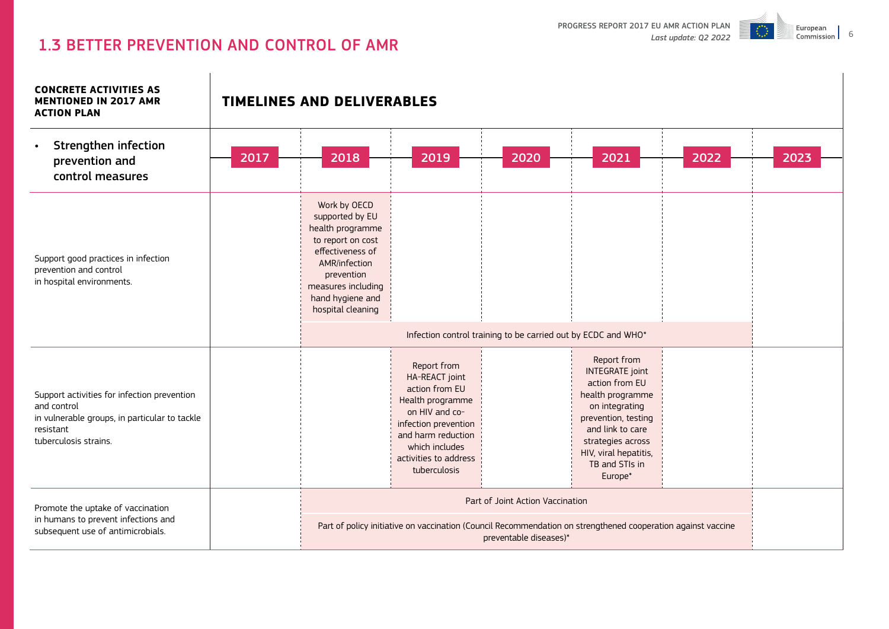## 1.3 BETTER PREVENTION AND CONTROL OF AMR

| CONCRETE ACTIVITIES AS MENTIONED IN 2017 AMR ACTION PLAN | TIMELINES AND DELIVERABLES | | | | | | |
|---|---|---|---|---|---|---|---|
| • Strengthen infection prevention and control measures | 2017 | 2018 | 2019 | 2020 | 2021 | 2022 | 2023 |
| Support good practices in infection prevention and control in hospital environments. | | Work by OECD supported by EU health programme to report on cost effectiveness of AMR/infection prevention measures including hand hygiene and hospital cleaning | | | | | |
| | | Infection control training to be carried out by ECDC and WHO* | | | | | |
| Support activities for infection prevention and control in vulnerable groups, in particular to tackle resistant tuberculosis strains. | | | Report from HA-REACT joint action from EU Health programme on HIV and co-infection prevention and harm reduction which includes activities to address tuberculosis | | Report from INTEGRATE joint action from EU health programme on integrating prevention, testing and link to care strategies across HIV, viral hepatitis, TB and STIs in Europe* | | |
| Promote the uptake of vaccination in humans to prevent infections and subsequent use of antimicrobials. | | Part of Joint Action Vaccination | | | | | |
| | | Part of policy initiative on vaccination (Council Recommendation on strengthened cooperation against vaccine preventable diseases)* | | | | | |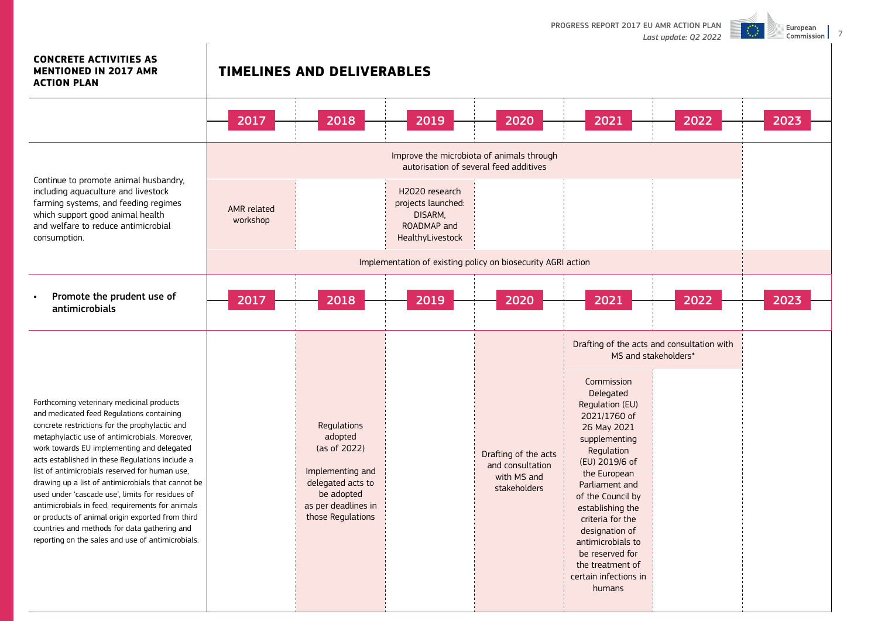| CONCRETE ACTIVITIES AS MENTIONED IN 2017 AMR ACTION PLAN | TIMELINES AND DELIVERABLES | | | | | | |
|---|---|---|---|---|---|---|---|
| | 2017 | 2018 | 2019 | 2020 | 2021 | 2022 | 2023 |
| Continue to promote animal husbandry, including aquaculture and livestock farming systems, and feeding regimes which support good animal health and welfare to reduce antimicrobial consumption. | Improve the microbiota of animals through autorisation of several feed additives | | | | | | |
| | AMR related workshop | | H2020 research projects launched: DISARM, ROADMAP and HealthyLivestock | | | | |
| | Implementation of existing policy on biosecurity AGRI action | | | | | | |
| • **Promote the prudent use of antimicrobials** | 2017 | 2018 | 2019 | 2020 | 2021 | 2022 | 2023 |
| Forthcoming veterinary medicinal products and medicated feed Regulations containing concrete restrictions for the prophylactic and metaphylactic use of antimicrobials. Moreover, work towards EU implementing and delegated acts established in these Regulations include a list of antimicrobials reserved for human use, drawing up a list of antimicrobials that cannot be used under 'cascade use', limits for residues of antimicrobials in feed, requirements for animals or products of animal origin exported from third countries and methods for data gathering and reporting on the sales and use of antimicrobials. | | Regulations adopted (as of 2022)<br><br>Implementing and delegated acts to be adopted as per deadlines in those Regulations | | Drafting of the acts and consultation with MS and stakeholders | Drafting of the acts and consultation with MS and stakeholders*<br><br>Commission Delegated Regulation (EU) 2021/1760 of 26 May 2021 supplementing Regulation (EU) 2019/6 of the European Parliament and of the Council by establishing the criteria for the designation of antimicrobials to be reserved for the treatment of certain infections in humans | | |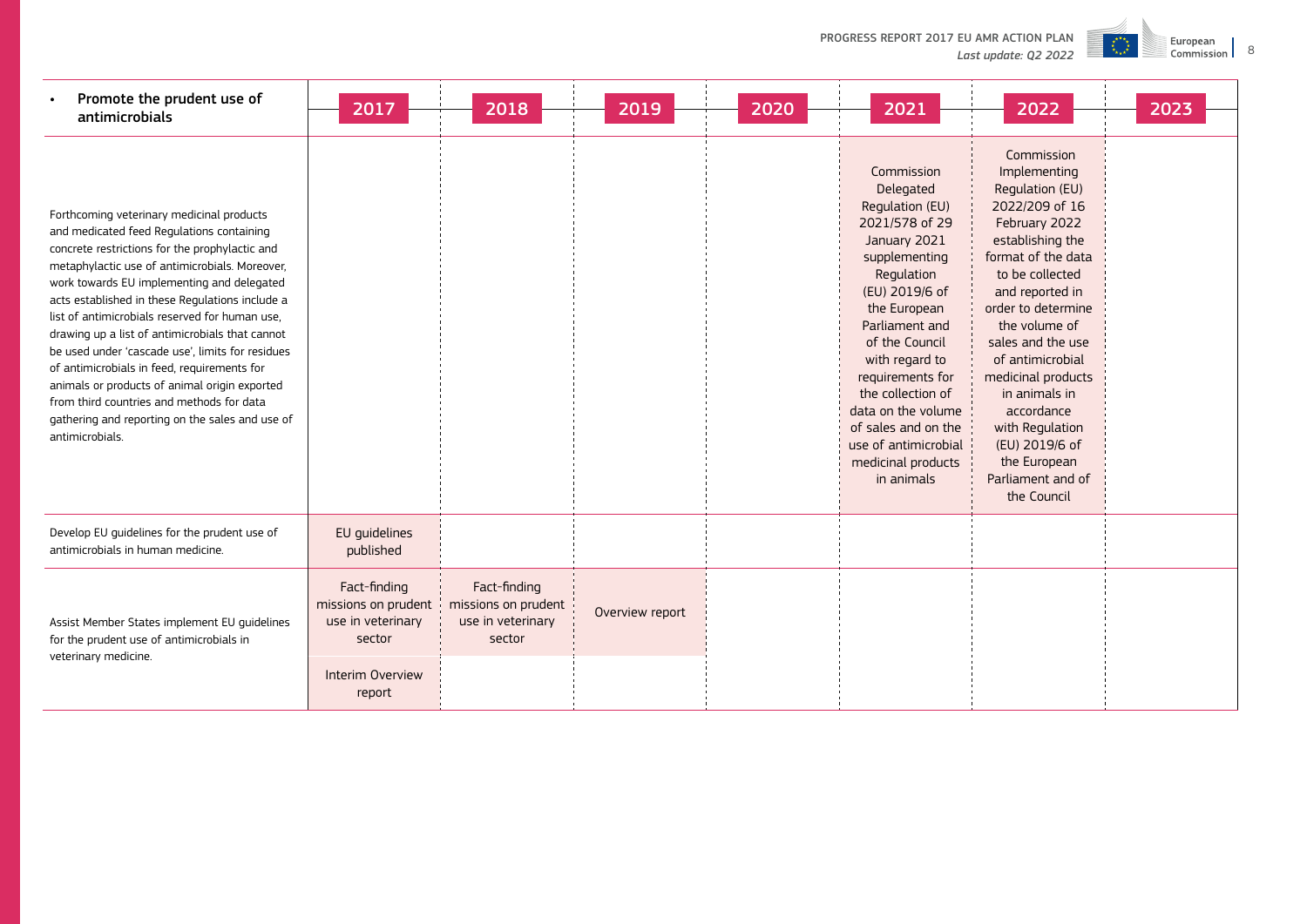| • Promote the prudent use of antimicrobials | 2017 | 2018 | 2019 | 2020 | 2021 | 2022 | 2023 |
|---|---|---|---|---|---|---|---|
| Forthcoming veterinary medicinal products and medicated feed Regulations containing concrete restrictions for the prophylactic and metaphylactic use of antimicrobials. Moreover, work towards EU implementing and delegated acts established in these Regulations include a list of antimicrobials reserved for human use, drawing up a list of antimicrobials that cannot be used under 'cascade use', limits for residues of antimicrobials in feed, requirements for animals or products of animal origin exported from third countries and methods for data gathering and reporting on the sales and use of antimicrobials. | | | | | Commission Delegated Regulation (EU) 2021/578 of 29 January 2021 supplementing Regulation (EU) 2019/6 of the European Parliament and of the Council with regard to requirements for the collection of data on the volume of sales and on the use of antimicrobial medicinal products in animals | Commission Implementing Regulation (EU) 2022/209 of 16 February 2022 establishing the format of the data to be collected and reported in order to determine the volume of sales and the use of antimicrobial medicinal products in animals in accordance with Regulation (EU) 2019/6 of the European Parliament and of the Council | |
| Develop EU guidelines for the prudent use of antimicrobials in human medicine. | EU guidelines published | | | | | | |
| Assist Member States implement EU guidelines for the prudent use of antimicrobials in veterinary medicine. | Fact-finding missions on prudent use in veterinary sector<br>Interim Overview report | Fact-finding missions on prudent use in veterinary sector | Overview report | | | | |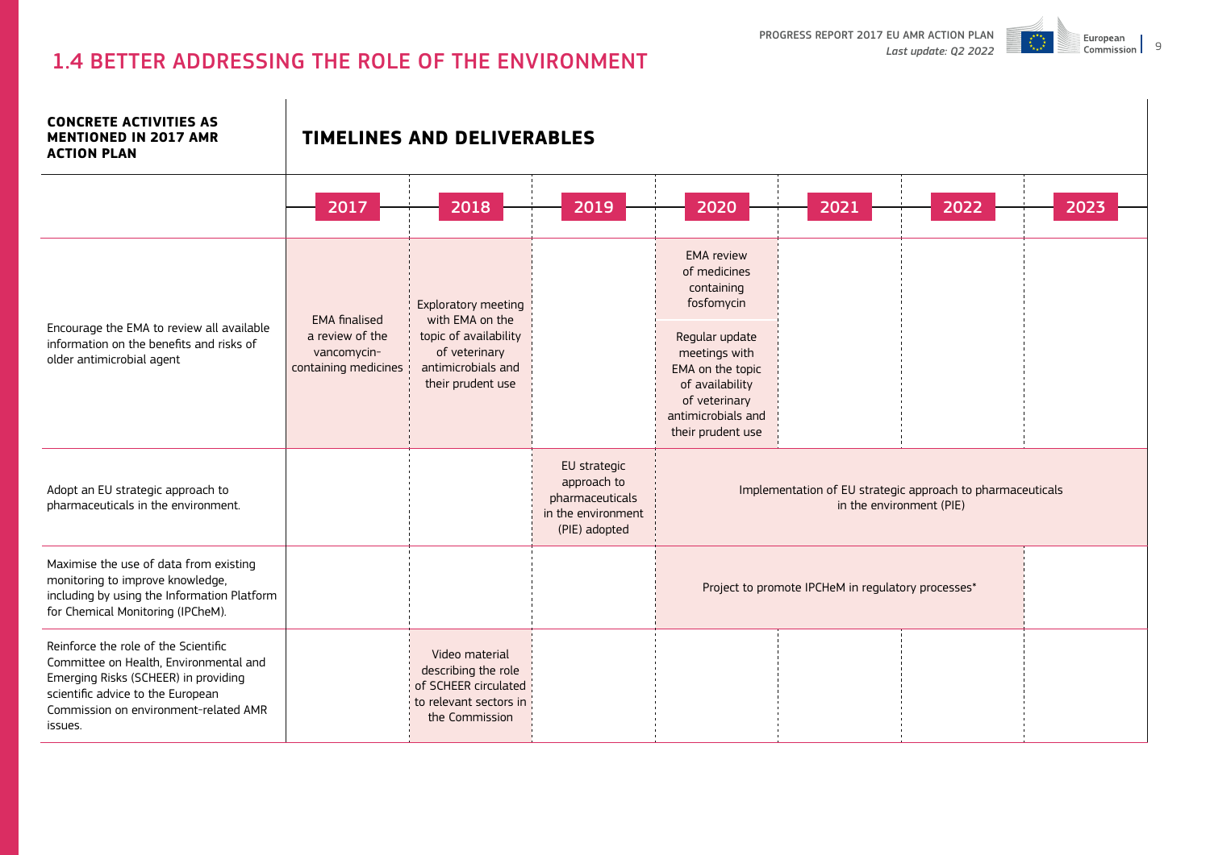## 1.4 BETTER ADDRESSING THE ROLE OF THE ENVIRONMENT

| CONCRETE ACTIVITIES AS MENTIONED IN 2017 AMR ACTION PLAN | TIMELINES AND DELIVERABLES | | | | | | |
|---|---|---|---|---|---|---|---|
| | 2017 | 2018 | 2019 | 2020 | 2021 | 2022 | 2023 |
| Encourage the EMA to review all available information on the benefits and risks of older antimicrobial agent | EMA finalised a review of the vancomycin-containing medicines | Exploratory meeting with EMA on the topic of availability of veterinary antimicrobials and their prudent use | | EMA review of medicines containing fosfomycin<br><br>Regular update meetings with EMA on the topic of availability of veterinary antimicrobials and their prudent use | | | |
| Adopt an EU strategic approach to pharmaceuticals in the environment. | | | EU strategic approach to pharmaceuticals in the environment (PIE) adopted | Implementation of EU strategic approach to pharmaceuticals in the environment (PIE) | | | |
| Maximise the use of data from existing monitoring to improve knowledge, including by using the Information Platform for Chemical Monitoring (IPCheM). | | | | Project to promote IPCHeM in regulatory processes* | | | |
| Reinforce the role of the Scientific Committee on Health, Environmental and Emerging Risks (SCHEER) in providing scientific advice to the European Commission on environment-related AMR issues. | | Video material describing the role of SCHEER circulated to relevant sectors in the Commission | | | | | |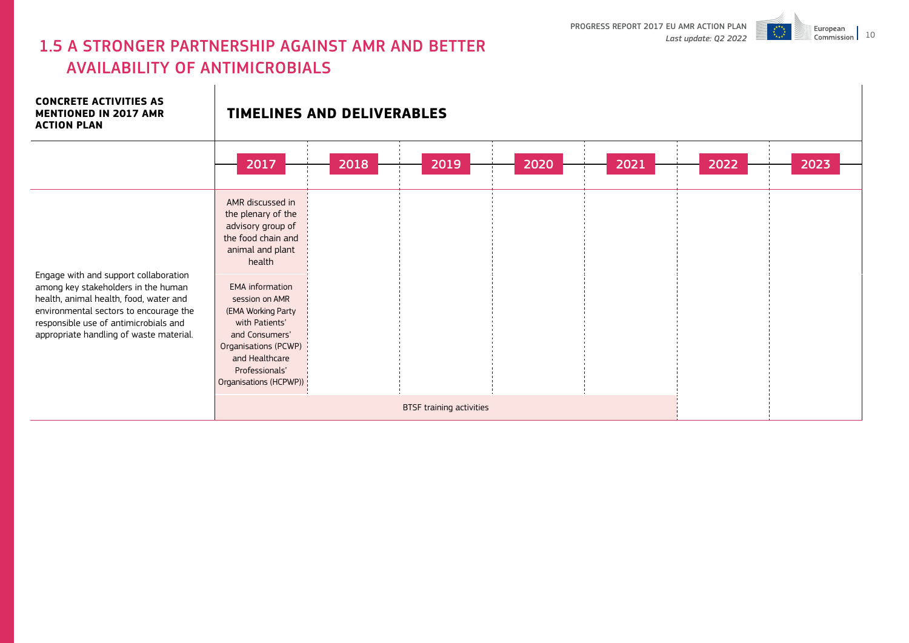## 1.5 A STRONGER PARTNERSHIP AGAINST AMR AND BETTER AVAILABILITY OF ANTIMICROBIALS

| CONCRETE ACTIVITIES AS MENTIONED IN 2017 AMR ACTION PLAN | TIMELINES AND DELIVERABLES | | | | | | |
|---|---|---|---|---|---|---|---|
| | 2017 | 2018 | 2019 | 2020 | 2021 | 2022 | 2023 |
| Engage with and support collaboration among key stakeholders in the human health, animal health, food, water and environmental sectors to encourage the responsible use of antimicrobials and appropriate handling of waste material. | AMR discussed in the plenary of the advisory group of the food chain and animal and plant health | | | | | | |
| | EMA information session on AMR (EMA Working Party with Patients' and Consumers' Organisations (PCWP) and Healthcare Professionals' Organisations (HCPWP)) | | | | | | |
| | BTSF training activities | BTSF training activities | BTSF training activities | BTSF training activities | BTSF training activities | | |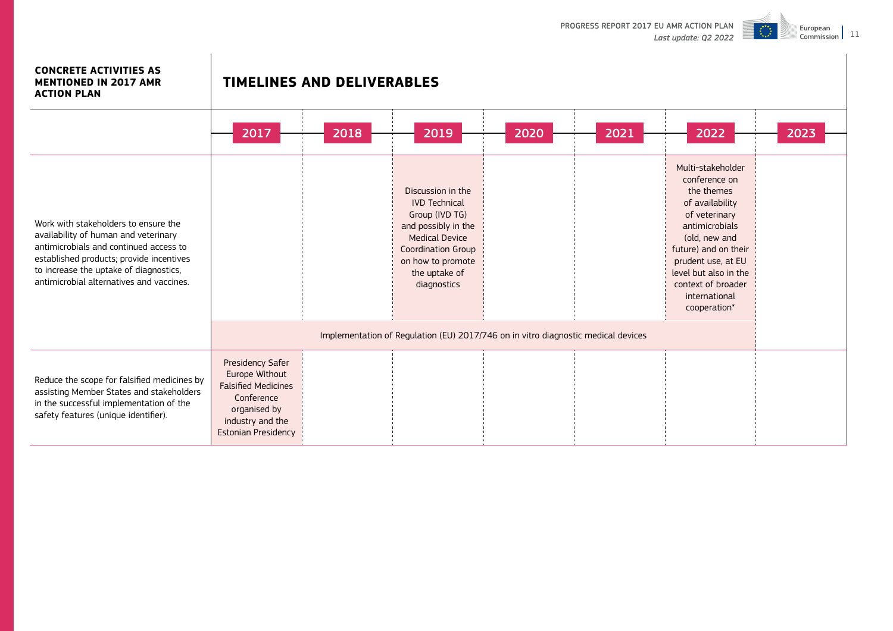| CONCRETE ACTIVITIES AS MENTIONED IN 2017 AMR ACTION PLAN | TIMELINES AND DELIVERABLES | | | | | | |
|---|---|---|---|---|---|---|---|
| | 2017 | 2018 | 2019 | 2020 | 2021 | 2022 | 2023 |
| Work with stakeholders to ensure the availability of human and veterinary antimicrobials and continued access to established products; provide incentives to increase the uptake of diagnostics, antimicrobial alternatives and vaccines. | | | Discussion in the IVD Technical Group (IVD TG) and possibly in the Medical Device Coordination Group on how to promote the uptake of diagnostics | | | Multi-stakeholder conference on the themes of availability of veterinary antimicrobials (old, new and future) and on their prudent use, at EU level but also in the context of broader international cooperation* | |
| | Implementation of Regulation (EU) 2017/746 on in vitro diagnostic medical devices | | | | | | |
| Reduce the scope for falsified medicines by assisting Member States and stakeholders in the successful implementation of the safety features (unique identifier). | Presidency Safer Europe Without Falsified Medicines Conference organised by industry and the Estonian Presidency | | | | | | |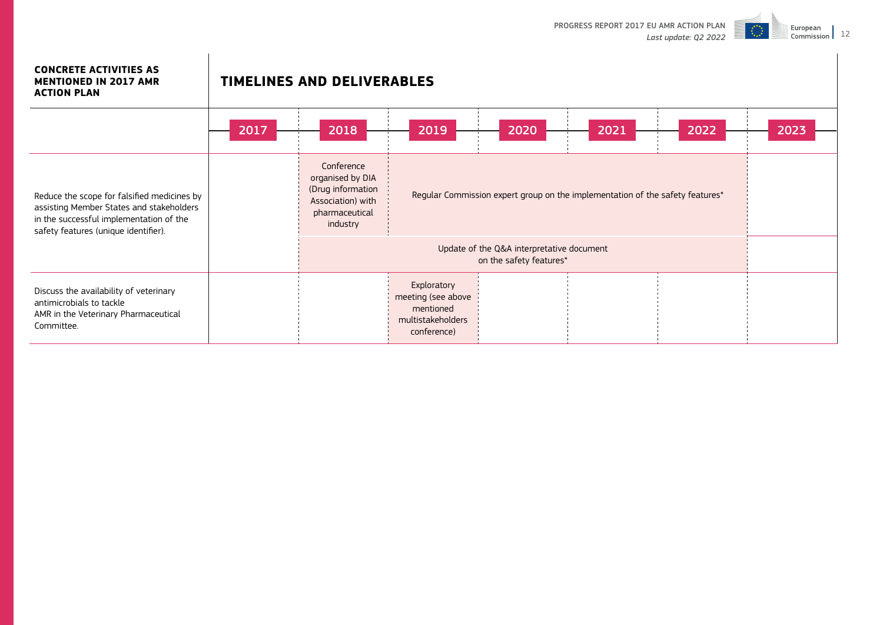| CONCRETE ACTIVITIES AS MENTIONED IN 2017 AMR ACTION PLAN | TIMELINES AND DELIVERABLES | | | | | | |
|---|---|---|---|---|---|---|---|
| | 2017 | 2018 | 2019 | 2020 | 2021 | 2022 | 2023 |
| Reduce the scope for falsified medicines by assisting Member States and stakeholders in the successful implementation of the safety features (unique identifier). | | Conference organised by DIA (Drug information Association) with pharmaceutical industry | Regular Commission expert group on the implementation of the safety features* | | | | |
| | | Update of the Q&A interpretative document on the safety features* | | | | | |
| Discuss the availability of veterinary antimicrobials to tackle AMR in the Veterinary Pharmaceutical Committee. | | | Exploratory meeting (see above mentioned multistakeholders conference) | | | | |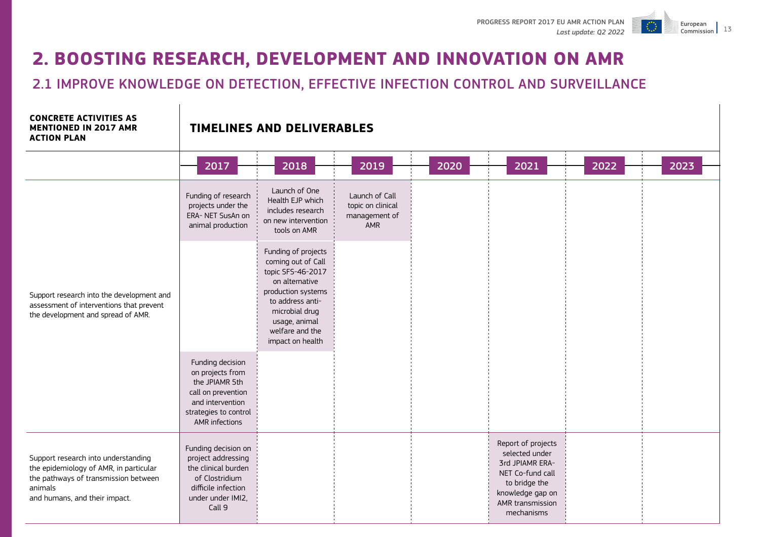# 2. BOOSTING RESEARCH, DEVELOPMENT AND INNOVATION ON AMR

## 2.1 IMPROVE KNOWLEDGE ON DETECTION, EFFECTIVE INFECTION CONTROL AND SURVEILLANCE

| CONCRETE ACTIVITIES AS MENTIONED IN 2017 AMR ACTION PLAN | TIMELINES AND DELIVERABLES | | | | | | |
|---|---|---|---|---|---|---|---|
| | 2017 | 2018 | 2019 | 2020 | 2021 | 2022 | 2023 |
| Support research into the development and assessment of interventions that prevent the development and spread of AMR. | Funding of research projects under the ERA- NET SusAn on animal production | Launch of One Health EJP which includes research on new intervention tools on AMR | Launch of Call topic on clinical management of AMR | | | | |
| | | Funding of projects coming out of Call topic SFS-46-2017 on alternative production systems to address anti-microbial drug usage, animal welfare and the impact on health | | | | | |
| | Funding decision on projects from the JPIAMR 5th call on prevention and intervention strategies to control AMR infections | | | | | | |
| Support research into understanding the epidemiology of AMR, in particular the pathways of transmission between animals and humans, and their impact. | Funding decision on project addressing the clinical burden of Clostridium difficile infection under under IMI2, Call 9 | | | | Report of projects selected under 3rd JPIAMR ERA-NET Co-fund call to bridge the knowledge gap on AMR transmission mechanisms | | |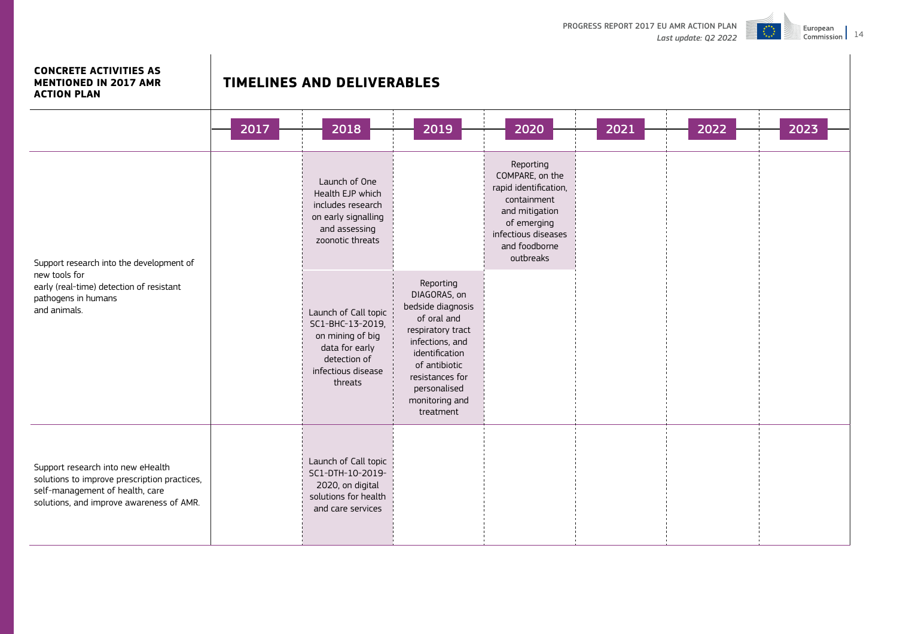| CONCRETE ACTIVITIES AS MENTIONED IN 2017 AMR ACTION PLAN | TIMELINES AND DELIVERABLES | | | | | | |
|---|---|---|---|---|---|---|---|
| | 2017 | 2018 | 2019 | 2020 | 2021 | 2022 | 2023 |
| Support research into the development of new tools for early (real-time) detection of resistant pathogens in humans and animals. | | Launch of One Health EJP which includes research on early signalling and assessing zoonotic threats | | Reporting COMPARE, on the rapid identification, containment and mitigation of emerging infectious diseases and foodborne outbreaks | | | |
| | | Launch of Call topic SC1-BHC-13-2019, on mining of big data for early detection of infectious disease threats | Reporting DIAGORAS, on bedside diagnosis of oral and respiratory tract infections, and identification of antibiotic resistances for personalised monitoring and treatment | | | | |
| Support research into new eHealth solutions to improve prescription practices, self-management of health, care solutions, and improve awareness of AMR. | | Launch of Call topic SC1-DTH-10-2019-2020, on digital solutions for health and care services | | | | | |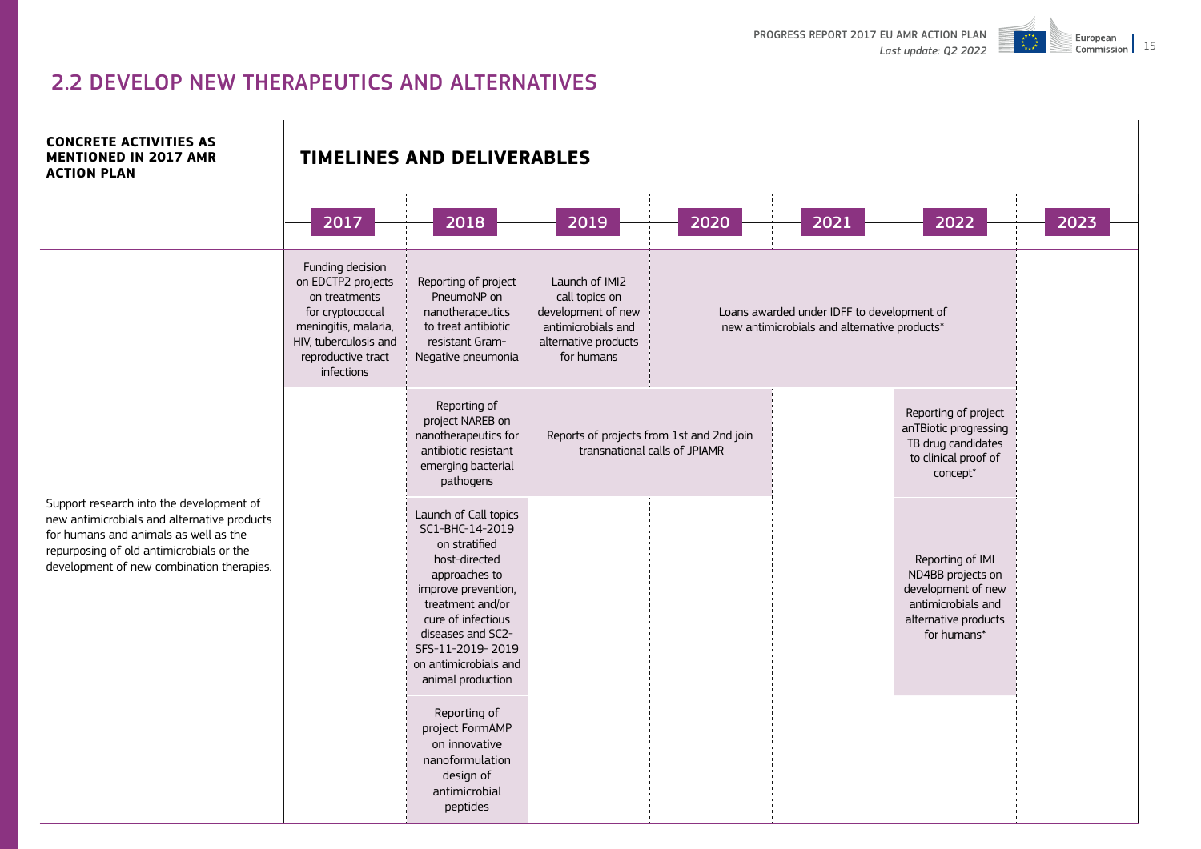## 2.2 DEVELOP NEW THERAPEUTICS AND ALTERNATIVES

| CONCRETE ACTIVITIES AS MENTIONED IN 2017 AMR ACTION PLAN | TIMELINES AND DELIVERABLES | | | | | | |
|---|---|---|---|---|---|---|---|
| | 2017 | 2018 | 2019 | 2020 | 2021 | 2022 | 2023 |
| Support research into the development of new antimicrobials and alternative products for humans and animals as well as the repurposing of old antimicrobials or the development of new combination therapies. | Funding decision on EDCTP2 projects on treatments for cryptococcal meningitis, malaria, HIV, tuberculosis and reproductive tract infections | Reporting of project PneumoNP on nanotherapeutics to treat antibiotic resistant Gram-Negative pneumonia | Launch of IMI2 call topics on development of new antimicrobials and alternative products for humans | Loans awarded under IDFF to development of new antimicrobials and alternative products* | | | |
| | | Reporting of project NAREB on nanotherapeutics for antibiotic resistant emerging bacterial pathogens | Reports of projects from 1st and 2nd join transnational calls of JPIAMR | | | Reporting of project anTBiotic progressing TB drug candidates to clinical proof of concept* | |
| | | Launch of Call topics SC1-BHC-14-2019 on stratified host-directed approaches to improve prevention, treatment and/or cure of infectious diseases and SC2-SFS-11-2019- 2019 on antimicrobials and animal production | | | | Reporting of IMI ND4BB projects on development of new antimicrobials and alternative products for humans* | |
| | | Reporting of project FormAMP on innovative nanoformulation design of antimicrobial peptides | | | | | |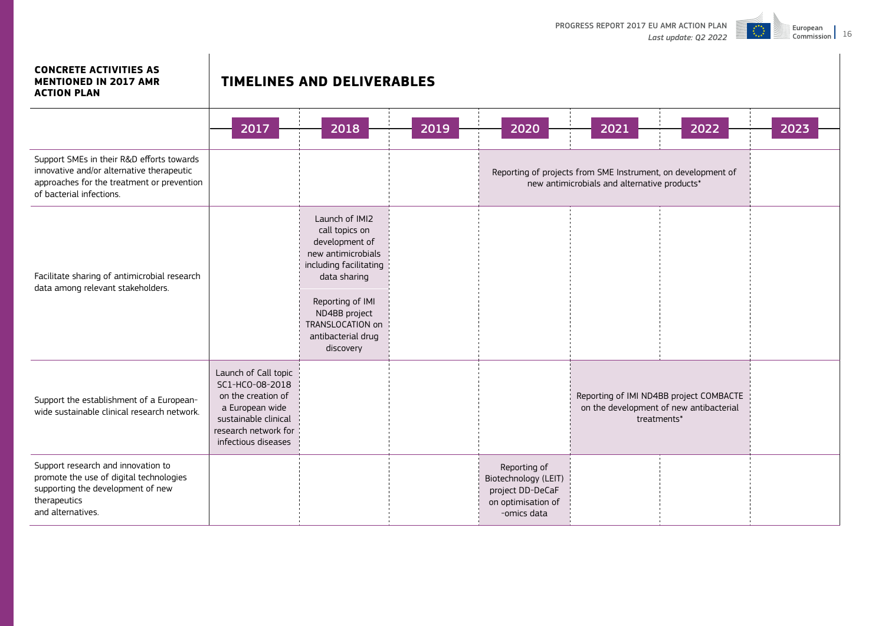| CONCRETE ACTIVITIES AS MENTIONED IN 2017 AMR ACTION PLAN | TIMELINES AND DELIVERABLES | | | | | | |
|---|---|---|---|---|---|---|---|
| | 2017 | 2018 | 2019 | 2020 | 2021 | 2022 | 2023 |
| Support SMEs in their R&D efforts towards innovative and/or alternative therapeutic approaches for the treatment or prevention of bacterial infections. | | | | Reporting of projects from SME Instrument, on development of new antimicrobials and alternative products* | | | |
| Facilitate sharing of antimicrobial research data among relevant stakeholders. | | Launch of IMI2 call topics on development of new antimicrobials including facilitating data sharing<br><br>Reporting of IMI ND4BB project TRANSLOCATION on antibacterial drug discovery | | | | | |
| Support the establishment of a European-wide sustainable clinical research network. | Launch of Call topic SC1-HCO-08-2018 on the creation of a European wide sustainable clinical research network for infectious diseases | | | | Reporting of IMI ND4BB project COMBACTE on the development of new antibacterial treatments* | | |
| Support research and innovation to promote the use of digital technologies supporting the development of new therapeutics and alternatives. | | | | Reporting of Biotechnology (LEIT) project DD-DeCaF on optimisation of -omics data | | | |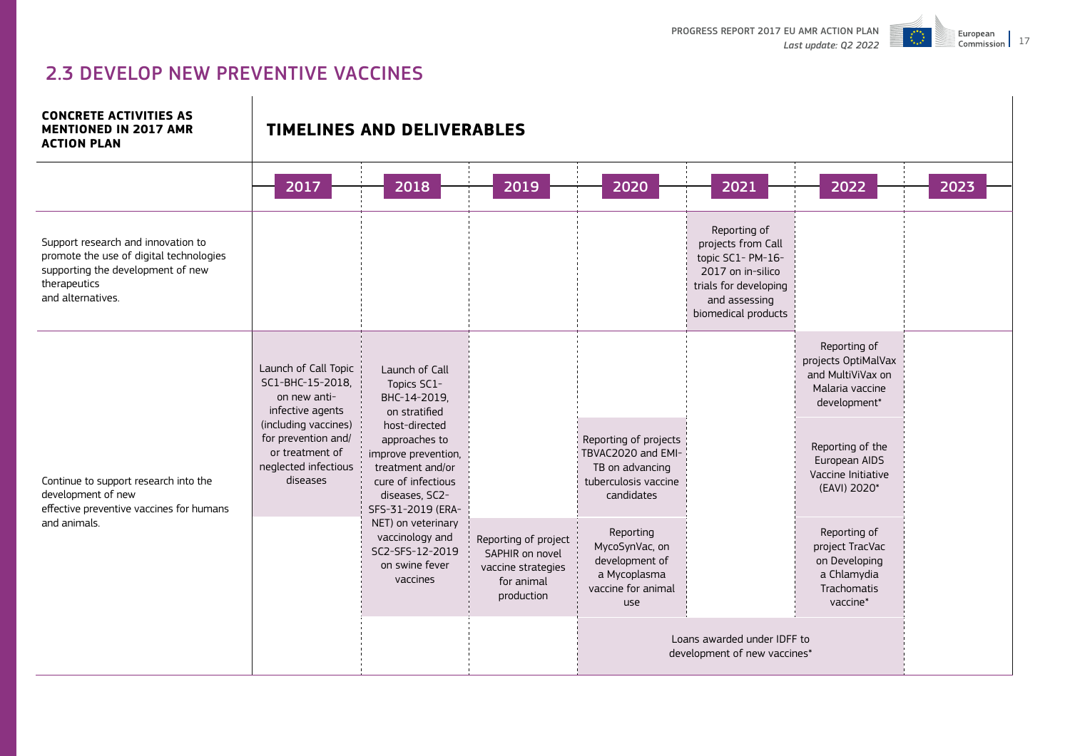## 2.3 DEVELOP NEW PREVENTIVE VACCINES

| CONCRETE ACTIVITIES AS MENTIONED IN 2017 AMR ACTION PLAN | TIMELINES AND DELIVERABLES | | | | | | |
|---|---|---|---|---|---|---|---|
| | 2017 | 2018 | 2019 | 2020 | 2021 | 2022 | 2023 |
| Support research and innovation to promote the use of digital technologies supporting the development of new therapeutics and alternatives. | | | | | Reporting of projects from Call topic SC1- PM-16-2017 on in-silico trials for developing and assessing biomedical products | | |
| Continue to support research into the development of new effective preventive vaccines for humans and animals. | Launch of Call Topic SC1-BHC-15-2018, on new anti-infective agents (including vaccines) for prevention and/ or treatment of neglected infectious diseases | Launch of Call Topics SC1-BHC-14-2019, on stratified host-directed approaches to improve prevention, treatment and/or cure of infectious diseases, SC2-SFS-31-2019 (ERA-NET) on veterinary vaccinology and SC2-SFS-12-2019 on swine fever vaccines | Reporting of project SAPHIR on novel vaccine strategies for animal production | Reporting of projects TBVAC2020 and EMI-TB on advancing tuberculosis vaccine candidates<br><br>Reporting MycoSynVac, on development of a Mycoplasma vaccine for animal use | | Reporting of projects OptiMalVax and MultiViVax on Malaria vaccine development*<br><br>Reporting of the European AIDS Vaccine Initiative (EAVI) 2020*<br><br>Reporting of project TracVac on Developing a Chlamydia Trachomatis vaccine* | |
| | | | | Loans awarded under IDFF to development of new vaccines* (2020–2022) | | | |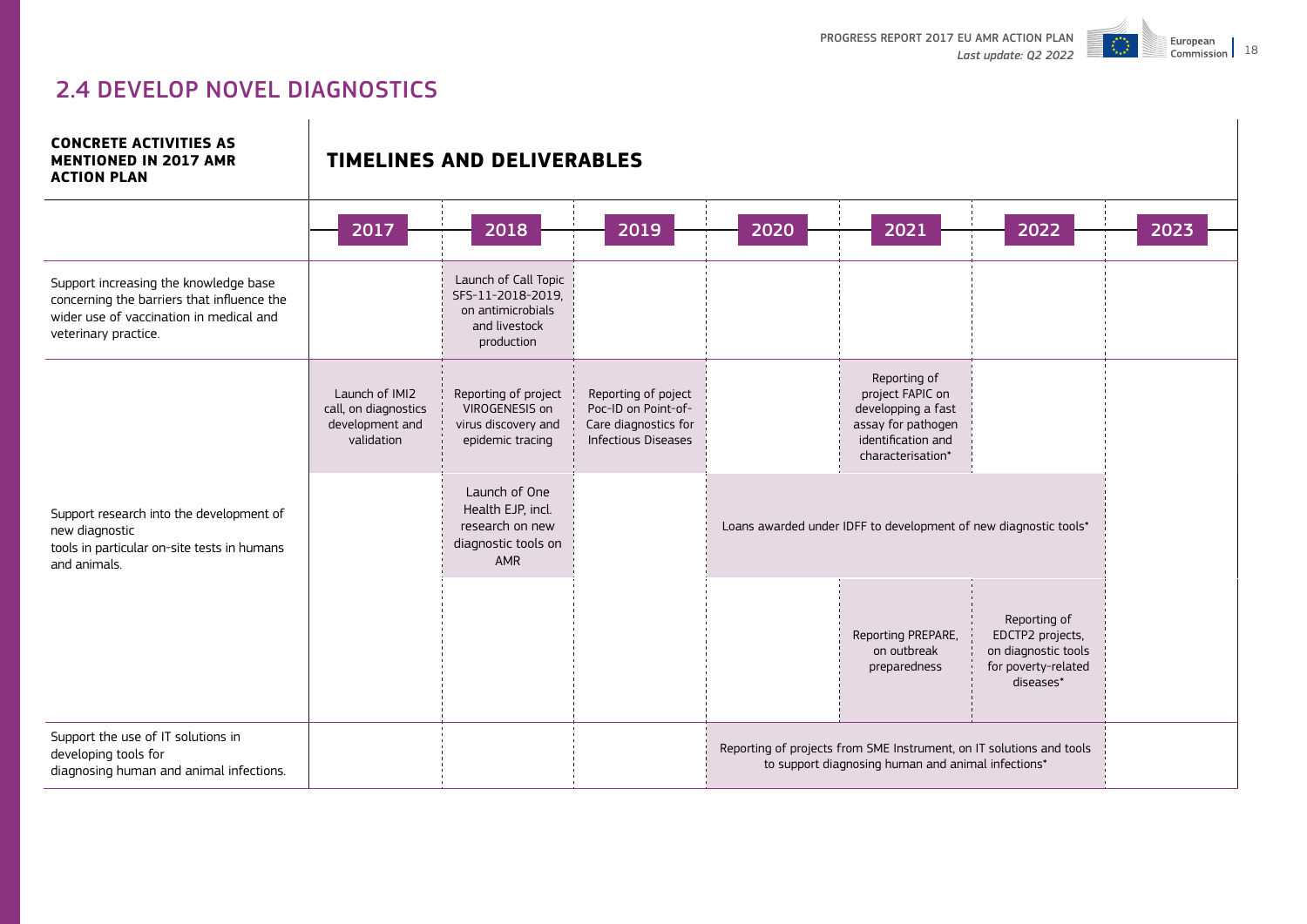## 2.4 DEVELOP NOVEL DIAGNOSTICS

| CONCRETE ACTIVITIES AS MENTIONED IN 2017 AMR ACTION PLAN | TIMELINES AND DELIVERABLES | | | | | | |
|---|---|---|---|---|---|---|---|
| | 2017 | 2018 | 2019 | 2020 | 2021 | 2022 | 2023 |
| Support increasing the knowledge base concerning the barriers that influence the wider use of vaccination in medical and veterinary practice. | | Launch of Call Topic SFS-11-2018-2019, on antimicrobials and livestock production | | | | | |
| Support research into the development of new diagnostic tools in particular on-site tests in humans and animals. | Launch of IMI2 call, on diagnostics development and validation | Reporting of project VIROGENESIS on virus discovery and epidemic tracing | Reporting of poject Poc-ID on Point-of-Care diagnostics for Infectious Diseases | | Reporting of project FAPIC on developping a fast assay for pathogen identification and characterisation* | | |
| | | Launch of One Health EJP, incl. research on new diagnostic tools on AMR | | Loans awarded under IDFF to development of new diagnostic tools* | | | |
| | | | | | Reporting PREPARE, on outbreak preparedness | Reporting of EDCTP2 projects, on diagnostic tools for poverty-related diseases* | |
| Support the use of IT solutions in developing tools for diagnosing human and animal infections. | | | | Reporting of projects from SME Instrument, on IT solutions and tools to support diagnosing human and animal infections* | | | |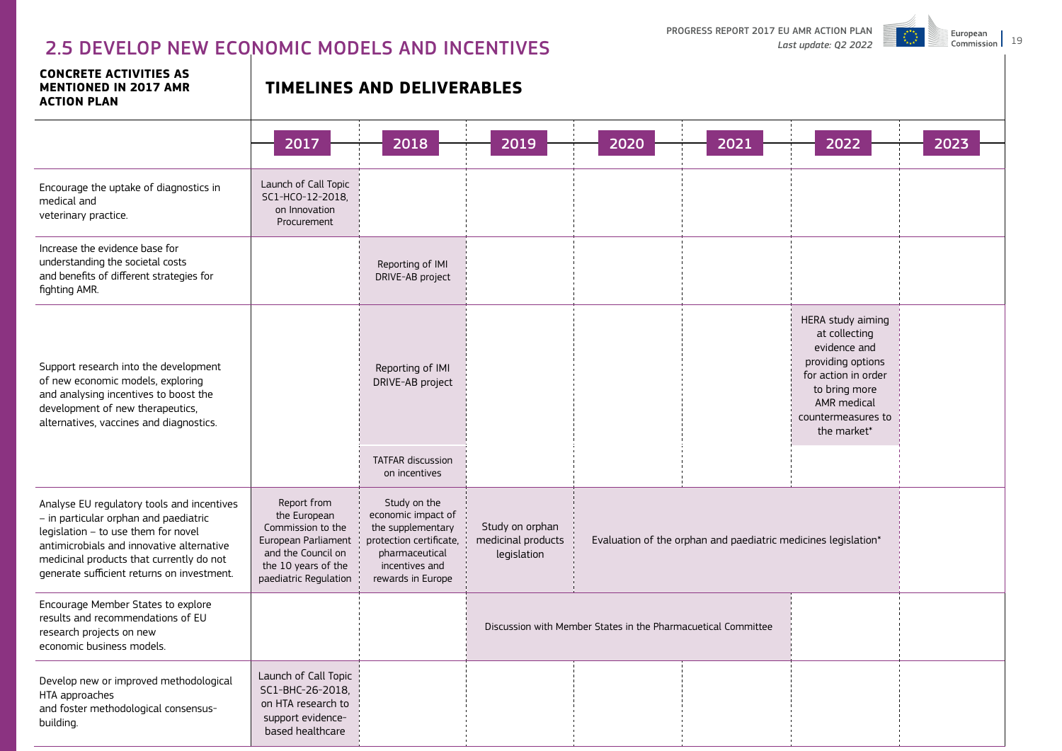## 2.5 DEVELOP NEW ECONOMIC MODELS AND INCENTIVES

| CONCRETE ACTIVITIES AS MENTIONED IN 2017 AMR ACTION PLAN | TIMELINES AND DELIVERABLES | | | | | | |
|---|---|---|---|---|---|---|---|
| | 2017 | 2018 | 2019 | 2020 | 2021 | 2022 | 2023 |
| Encourage the uptake of diagnostics in medical and veterinary practice. | Launch of Call Topic SC1-HCO-12-2018, on Innovation Procurement | | | | | | |
| Increase the evidence base for understanding the societal costs and benefits of different strategies for fighting AMR. | | Reporting of IMI DRIVE-AB project | | | | | |
| Support research into the development of new economic models, exploring and analysing incentives to boost the development of new therapeutics, alternatives, vaccines and diagnostics. | | Reporting of IMI DRIVE-AB project | | | | HERA study aiming at collecting evidence and providing options for action in order to bring more AMR medical countermeasures to the market* | |
| | | TATFAR discussion on incentives | | | | | |
| Analyse EU regulatory tools and incentives – in particular orphan and paediatric legislation – to use them for novel antimicrobials and innovative alternative medicinal products that currently do not generate sufficient returns on investment. | Report from the European Commission to the European Parliament and the Council on the 10 years of the paediatric Regulation | Study on the economic impact of the supplementary protection certificate, pharmaceutical incentives and rewards in Europe | Study on orphan medicinal products legislation | Evaluation of the orphan and paediatric medicines legislation* | | | |
| Encourage Member States to explore results and recommendations of EU research projects on new economic business models. | | | Discussion with Member States in the Pharmacuetical Committee | | | | |
| Develop new or improved methodological HTA approaches and foster methodological consensus-building. | Launch of Call Topic SC1-BHC-26-2018, on HTA research to support evidence-based healthcare | | | | | | |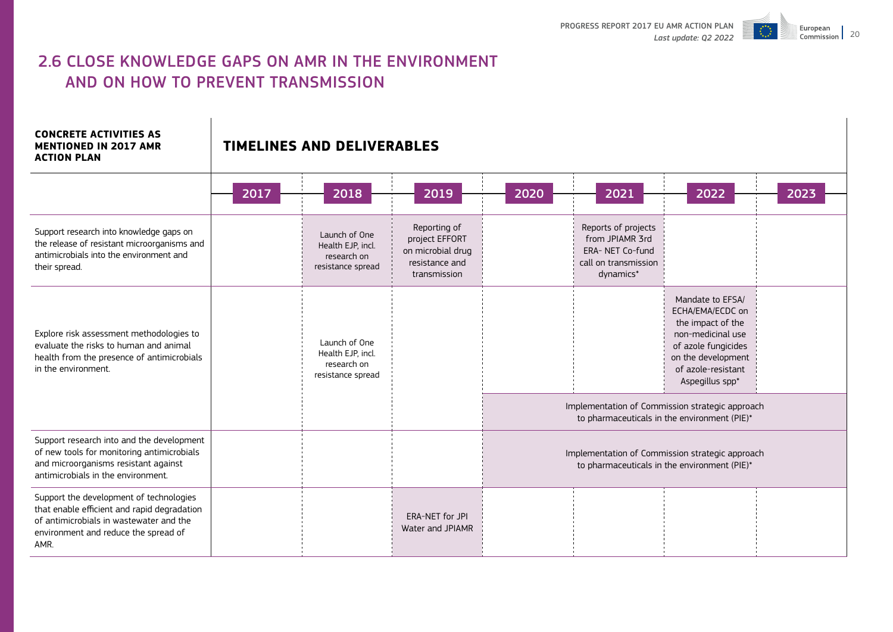## 2.6 CLOSE KNOWLEDGE GAPS ON AMR IN THE ENVIRONMENT AND ON HOW TO PREVENT TRANSMISSION

| CONCRETE ACTIVITIES AS MENTIONED IN 2017 AMR ACTION PLAN | TIMELINES AND DELIVERABLES | | | | | | |
|---|---|---|---|---|---|---|---|
| | 2017 | 2018 | 2019 | 2020 | 2021 | 2022 | 2023 |
| Support research into knowledge gaps on the release of resistant microorganisms and antimicrobials into the environment and their spread. | | Launch of One Health EJP, incl. research on resistance spread | Reporting of project EFFORT on microbial drug resistance and transmission | | Reports of projects from JPIAMR 3rd ERA- NET Co-fund call on transmission dynamics* | | |
| Explore risk assessment methodologies to evaluate the risks to human and animal health from the presence of antimicrobials in the environment. | | Launch of One Health EJP, incl. research on resistance spread | | | | Mandate to EFSA/ ECHA/EMA/ECDC on the impact of the non-medicinal use of azole fungicides on the development of azole-resistant Aspegillus spp* | |
| | | | | Implementation of Commission strategic approach to pharmaceuticals in the environment (PIE)* | | | |
| Support research into and the development of new tools for monitoring antimicrobials and microorganisms resistant against antimicrobials in the environment. | | | | Implementation of Commission strategic approach to pharmaceuticals in the environment (PIE)* | | | |
| Support the development of technologies that enable efficient and rapid degradation of antimicrobials in wastewater and the environment and reduce the spread of AMR. | | | ERA-NET for JPI Water and JPIAMR | | | | |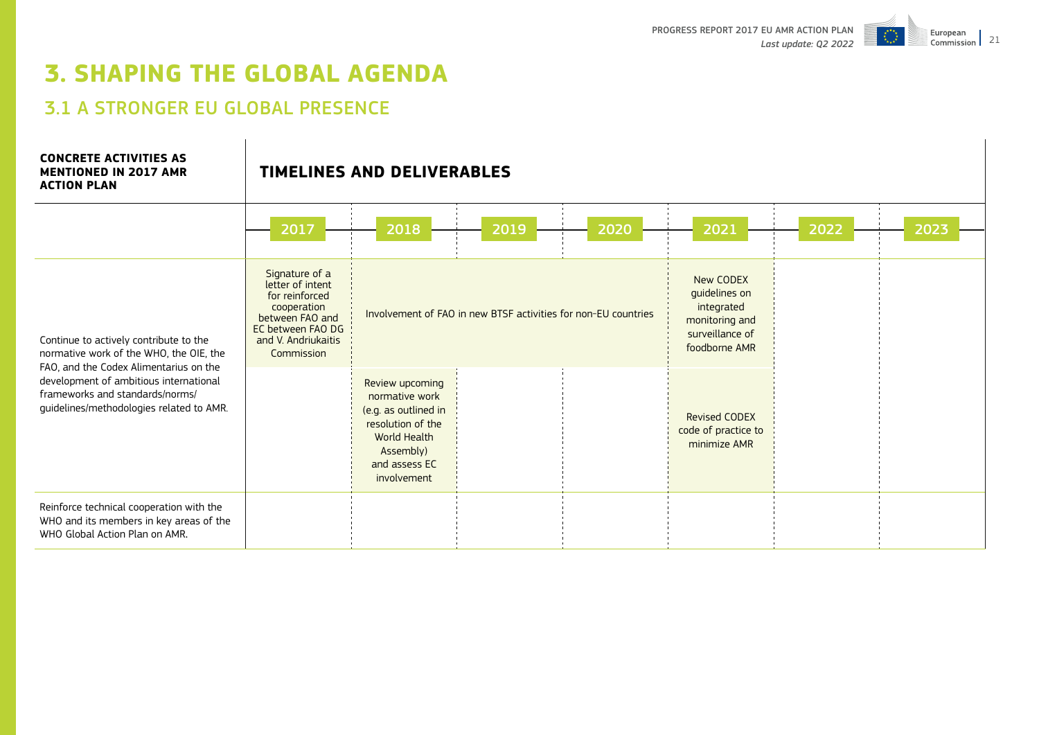# 3. SHAPING THE GLOBAL AGENDA

## 3.1 A STRONGER EU GLOBAL PRESENCE

| CONCRETE ACTIVITIES AS MENTIONED IN 2017 AMR ACTION PLAN | TIMELINES AND DELIVERABLES | | | | | | |
|---|---|---|---|---|---|---|---|
| | 2017 | 2018 | 2019 | 2020 | 2021 | 2022 | 2023 |
| Continue to actively contribute to the normative work of the WHO, the OIE, the FAO, and the Codex Alimentarius on the development of ambitious international frameworks and standards/norms/ guidelines/methodologies related to AMR. | Signature of a letter of intent for reinforced cooperation between FAO and EC between FAO DG and V. Andriukaitis Commission | Involvement of FAO in new BTSF activities for non-EU countries | | | New CODEX guidelines on integrated monitoring and surveillance of foodborne AMR | | |
| | | Review upcoming normative work (e.g. as outlined in resolution of the World Health Assembly) and assess EC involvement | | | Revised CODEX code of practice to minimize AMR | | |
| Reinforce technical cooperation with the WHO and its members in key areas of the WHO Global Action Plan on AMR. | | | | | | | |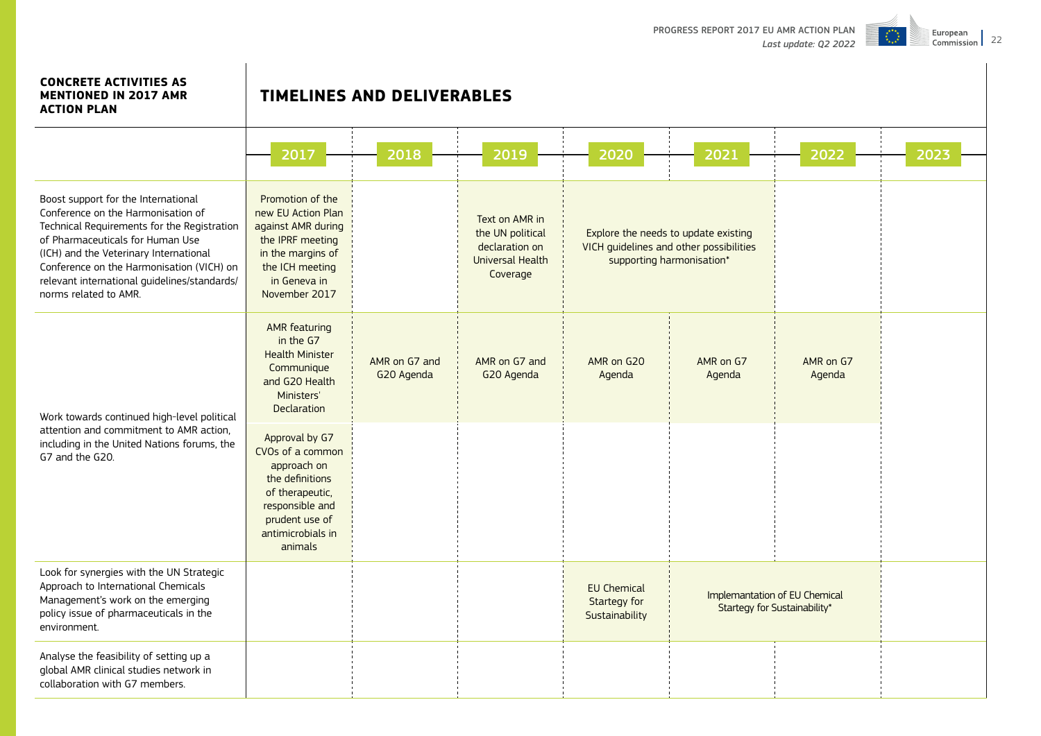| CONCRETE ACTIVITIES AS MENTIONED IN 2017 AMR ACTION PLAN | TIMELINES AND DELIVERABLES | | | | | | |
|---|---|---|---|---|---|---|---|
| | 2017 | 2018 | 2019 | 2020 | 2021 | 2022 | 2023 |
| Boost support for the International Conference on the Harmonisation of Technical Requirements for the Registration of Pharmaceuticals for Human Use (ICH) and the Veterinary International Conference on the Harmonisation (VICH) on relevant international guidelines/standards/norms related to AMR. | Promotion of the new EU Action Plan against AMR during the IPRF meeting in the margins of the ICH meeting in Geneva in November 2017 | | Text on AMR in the UN political declaration on Universal Health Coverage | Explore the needs to update existing VICH guidelines and other possibilities supporting harmonisation* | | | |
| Work towards continued high-level political attention and commitment to AMR action, including in the United Nations forums, the G7 and the G20. | AMR featuring in the G7 Health Minister Communique and G20 Health Ministers' Declaration | AMR on G7 and G20 Agenda | AMR on G7 and G20 Agenda | AMR on G20 Agenda | AMR on G7 Agenda | AMR on G7 Agenda | |
| | Approval by G7 CVOs of a common approach on the definitions of therapeutic, responsible and prudent use of antimicrobials in animals | | | | | | |
| Look for synergies with the UN Strategic Approach to International Chemicals Management's work on the emerging policy issue of pharmaceuticals in the environment. | | | | EU Chemical Startegy for Sustainability | Implamantation of EU Chemical Startegy for Sustainability* | | |
| Analyse the feasibility of setting up a global AMR clinical studies network in collaboration with G7 members. | | | | | | | |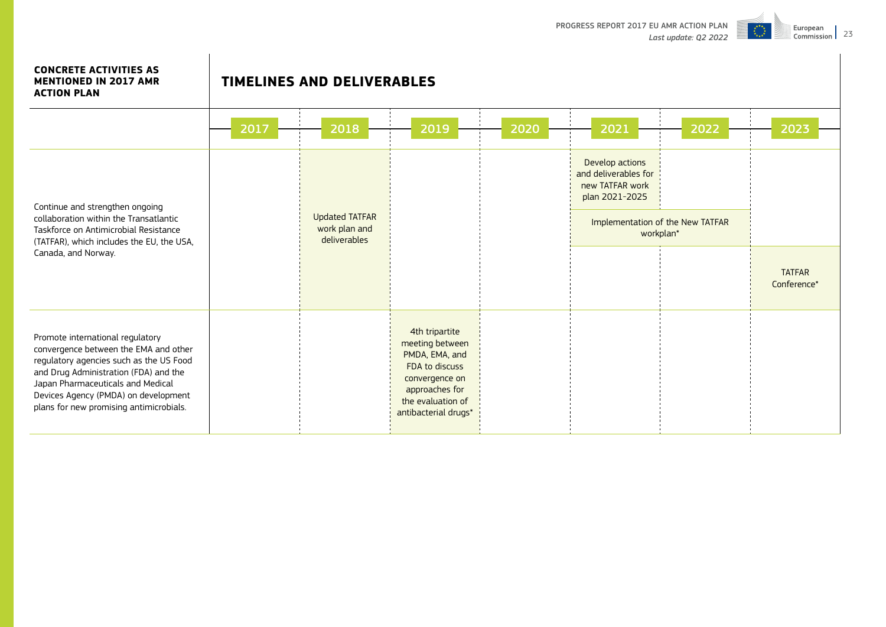| CONCRETE ACTIVITIES AS MENTIONED IN 2017 AMR ACTION PLAN | TIMELINES AND DELIVERABLES | | | | | | |
|---|---|---|---|---|---|---|---|
| | 2017 | 2018 | 2019 | 2020 | 2021 | 2022 | 2023 |
| Continue and strengthen ongoing collaboration within the Transatlantic Taskforce on Antimicrobial Resistance (TATFAR), which includes the EU, the USA, Canada, and Norway. | | Updated TATFAR work plan and deliverables | | | Develop actions and deliverables for new TATFAR work plan 2021-2025<br>Implementation of the New TATFAR workplan* | Implementation of the New TATFAR workplan* | TATFAR Conference* |
| Promote international regulatory convergence between the EMA and other regulatory agencies such as the US Food and Drug Administration (FDA) and the Japan Pharmaceuticals and Medical Devices Agency (PMDA) on development plans for new promising antimicrobials. | | | 4th tripartite meeting between PMDA, EMA, and FDA to discuss convergence on approaches for the evaluation of antibacterial drugs* | | | | |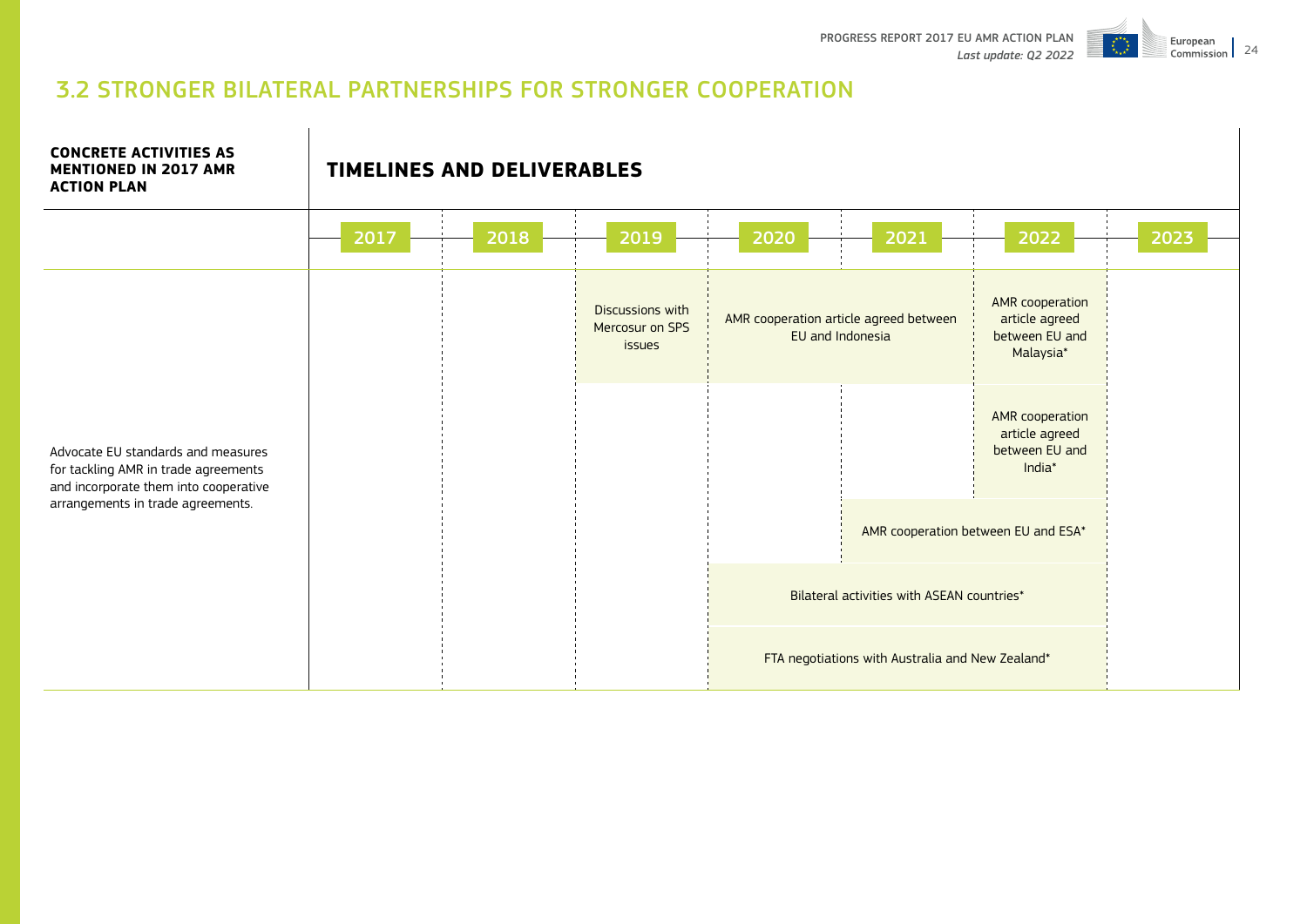## 3.2 STRONGER BILATERAL PARTNERSHIPS FOR STRONGER COOPERATION

| CONCRETE ACTIVITIES AS MENTIONED IN 2017 AMR ACTION PLAN | TIMELINES AND DELIVERABLES | | | | | | |
|---|---|---|---|---|---|---|---|
| | 2017 | 2018 | 2019 | 2020 | 2021 | 2022 | 2023 |
| Advocate EU standards and measures for tackling AMR in trade agreements and incorporate them into cooperative arrangements in trade agreements. | | | Discussions with Mercosur on SPS issues | AMR cooperation article agreed between EU and Indonesia | | AMR cooperation article agreed between EU and Malaysia* | |
| | | | | | | AMR cooperation article agreed between EU and India* | |
| | | | | | AMR cooperation between EU and ESA* | | |
| | | | | Bilateral activities with ASEAN countries* | | | |
| | | | | FTA negotiations with Australia and New Zealand* | | | |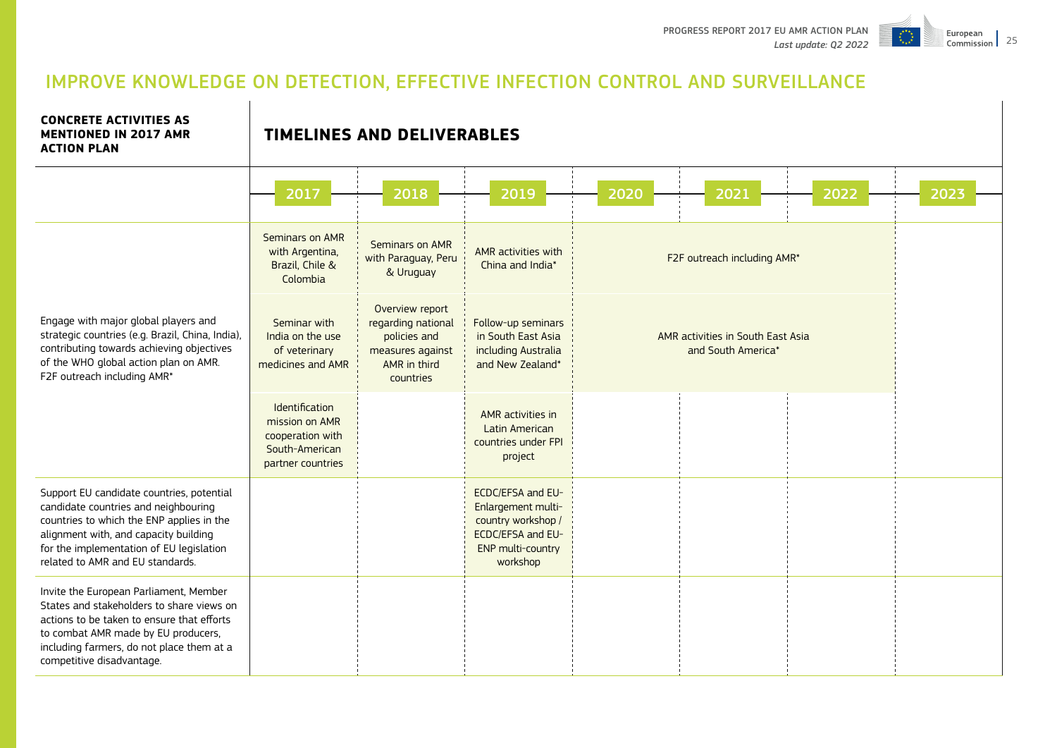## IMPROVE KNOWLEDGE ON DETECTION, EFFECTIVE INFECTION CONTROL AND SURVEILLANCE

| CONCRETE ACTIVITIES AS MENTIONED IN 2017 AMR ACTION PLAN | TIMELINES AND DELIVERABLES | | | | | | |
|---|---|---|---|---|---|---|---|
| | 2017 | 2018 | 2019 | 2020 | 2021 | 2022 | 2023 |
| Engage with major global players and strategic countries (e.g. Brazil, China, India), contributing towards achieving objectives of the WHO global action plan on AMR. F2F outreach including AMR* | Seminars on AMR with Argentina, Brazil, Chile & Colombia | Seminars on AMR with Paraguay, Peru & Uruguay | AMR activities with China and India* | F2F outreach including AMR* | | | |
| | Seminar with India on the use of veterinary medicines and AMR | Overview report regarding national policies and measures against AMR in third countries | Follow-up seminars in South East Asia including Australia and New Zealand* | AMR activities in South East Asia and South America* | | | |
| | Identification mission on AMR cooperation with South-American partner countries | | AMR activities in Latin American countries under FPI project | | | | |
| Support EU candidate countries, potential candidate countries and neighbouring countries to which the ENP applies in the alignment with, and capacity building for the implementation of EU legislation related to AMR and EU standards. | | | ECDC/EFSA and EU-Enlargement multi-country workshop / ECDC/EFSA and EU-ENP multi-country workshop | | | | |
| Invite the European Parliament, Member States and stakeholders to share views on actions to be taken to ensure that efforts to combat AMR made by EU producers, including farmers, do not place them at a competitive disadvantage. | | | | | | | |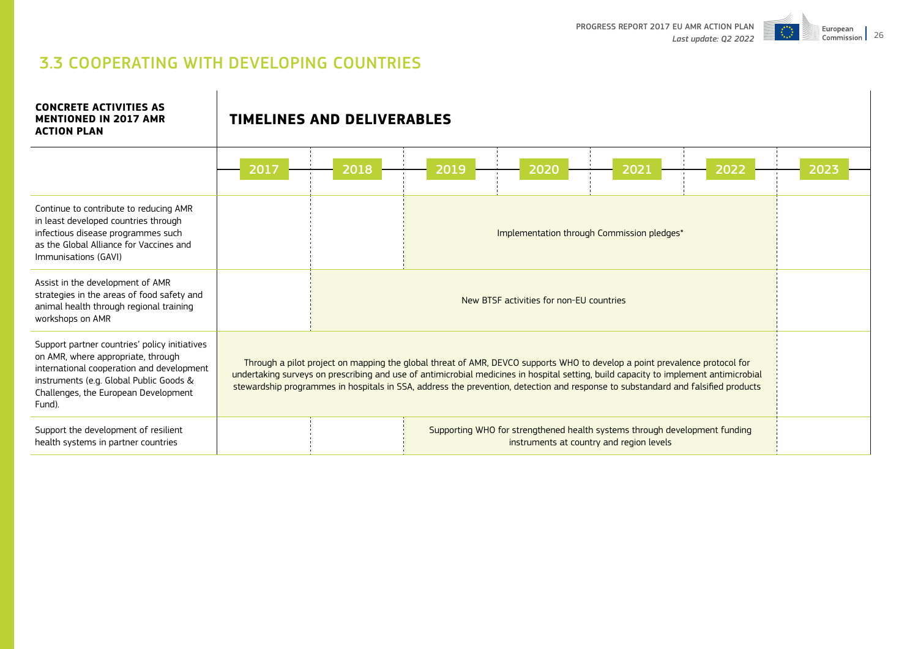## 3.3 COOPERATING WITH DEVELOPING COUNTRIES

| CONCRETE ACTIVITIES AS MENTIONED IN 2017 AMR ACTION PLAN | TIMELINES AND DELIVERABLES | | | | | | |
|---|---|---|---|---|---|---|---|
| | 2017 | 2018 | 2019 | 2020 | 2021 | 2022 | 2023 |
| Continue to contribute to reducing AMR in least developed countries through infectious disease programmes such as the Global Alliance for Vaccines and Immunisations (GAVI) | | | Implementation through Commission pledges* | | | | |
| Assist in the development of AMR strategies in the areas of food safety and animal health through regional training workshops on AMR | | New BTSF activities for non-EU countries | | | | | |
| Support partner countries' policy initiatives on AMR, where appropriate, through international cooperation and development instruments (e.g. Global Public Goods & Challenges, the European Development Fund). | Through a pilot project on mapping the global threat of AMR, DEVCO supports WHO to develop a point prevalence protocol for undertaking surveys on prescribing and use of antimicrobial medicines in hospital setting, build capacity to implement antimicrobial stewardship programmes in hospitals in SSA, address the prevention, detection and response to substandard and falsified products | | | | | | |
| Support the development of resilient health systems in partner countries | | | Supporting WHO for strengthened health systems through development funding instruments at country and region levels | | | | |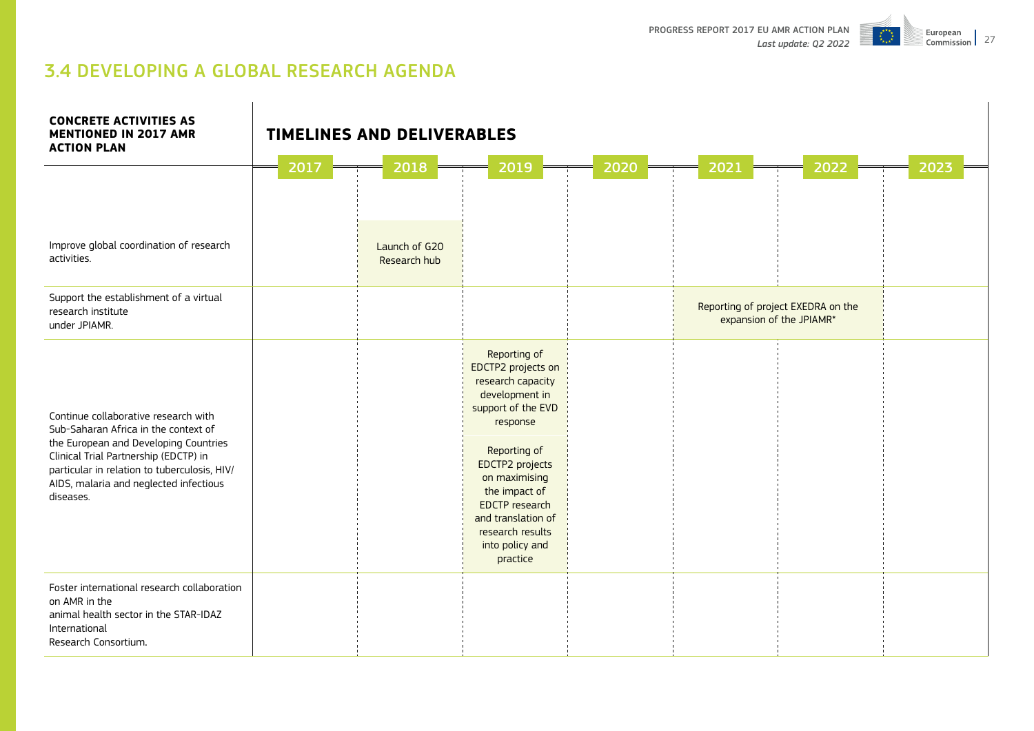## 3.4 DEVELOPING A GLOBAL RESEARCH AGENDA

| CONCRETE ACTIVITIES AS MENTIONED IN 2017 AMR ACTION PLAN | 2017 | 2018 | 2019 | 2020 | 2021 | 2022 | 2023 |
|---|---|---|---|---|---|---|---|
| Improve global coordination of research activities. | | Launch of G20 Research hub | | | | | |
| Support the establishment of a virtual research institute under JPIAMR. | | | | | Reporting of project EXEDRA on the expansion of the JPIAMR* | | |
| Continue collaborative research with Sub-Saharan Africa in the context of the European and Developing Countries Clinical Trial Partnership (EDCTP) in particular in relation to tuberculosis, HIV/AIDS, malaria and neglected infectious diseases. | | | Reporting of EDCTP2 projects on research capacity development in support of the EVD response<br><br>Reporting of EDCTP2 projects on maximising the impact of EDCTP research and translation of research results into policy and practice | | | | |
| Foster international research collaboration on AMR in the animal health sector in the STAR-IDAZ International Research Consortium. | | | | | | | |